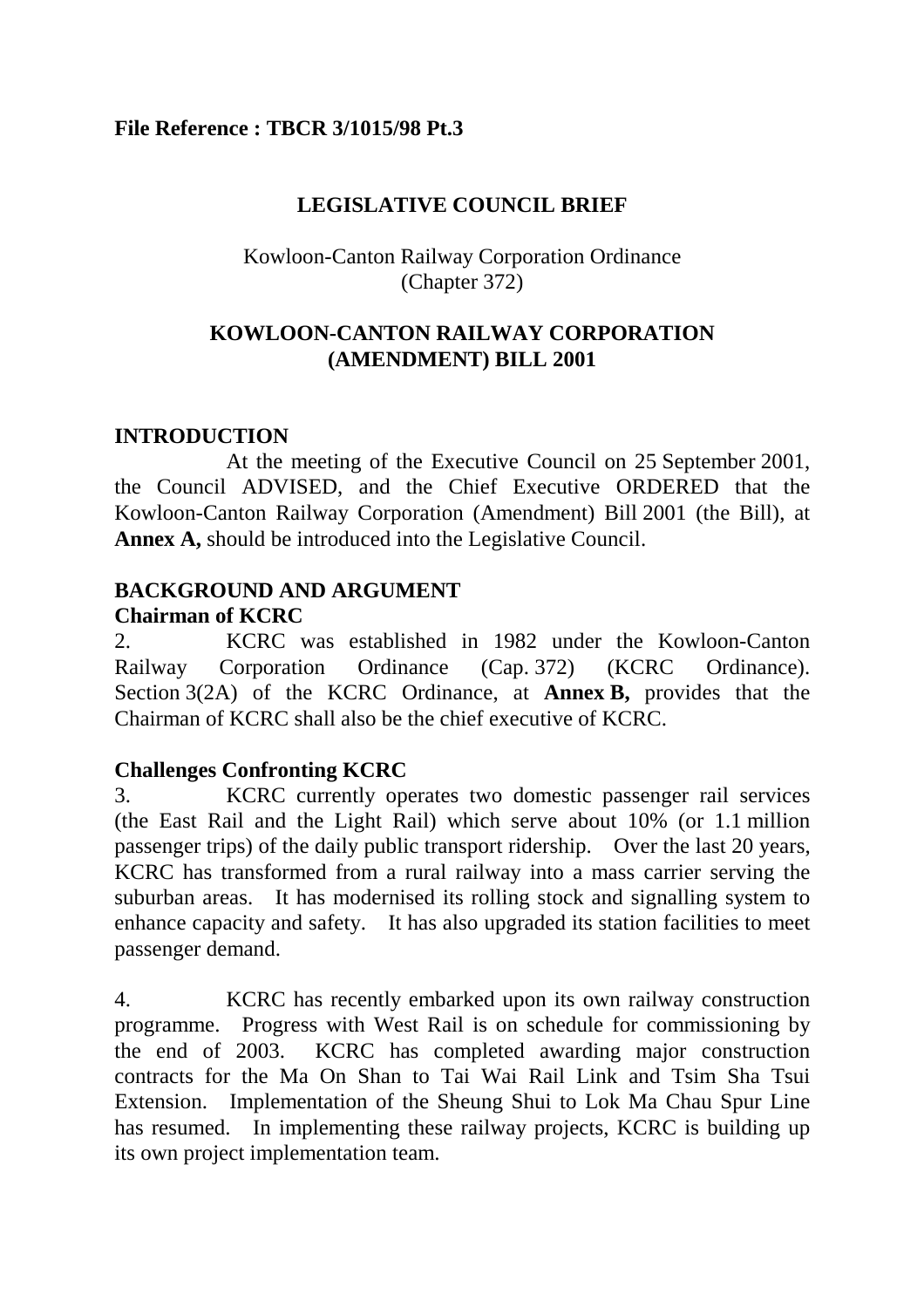**File Reference : TBCR 3/1015/98 Pt.3**

# LEGISLATIVE COUNCIL BRIEF

Kowloon-Canton Railway Corporation Ordinance
(Chapter 372)

## KOWLOON-CANTON RAILWAY CORPORATION (AMENDMENT) BILL 2001

## INTRODUCTION

At the meeting of the Executive Council on 25 September 2001, the Council ADVISED, and the Chief Executive ORDERED that the Kowloon-Canton Railway Corporation (Amendment) Bill 2001 (the Bill), at **Annex A,** should be introduced into the Legislative Council.

## BACKGROUND AND ARGUMENT

### Chairman of KCRC

2. KCRC was established in 1982 under the Kowloon-Canton Railway Corporation Ordinance (Cap. 372) (KCRC Ordinance). Section 3(2A) of the KCRC Ordinance, at **Annex B,** provides that the Chairman of KCRC shall also be the chief executive of KCRC.

### Challenges Confronting KCRC

3. KCRC currently operates two domestic passenger rail services (the East Rail and the Light Rail) which serve about 10% (or 1.1 million passenger trips) of the daily public transport ridership. Over the last 20 years, KCRC has transformed from a rural railway into a mass carrier serving the suburban areas. It has modernised its rolling stock and signalling system to enhance capacity and safety. It has also upgraded its station facilities to meet passenger demand.

4. KCRC has recently embarked upon its own railway construction programme. Progress with West Rail is on schedule for commissioning by the end of 2003. KCRC has completed awarding major construction contracts for the Ma On Shan to Tai Wai Rail Link and Tsim Sha Tsui Extension. Implementation of the Sheung Shui to Lok Ma Chau Spur Line has resumed. In implementing these railway projects, KCRC is building up its own project implementation team.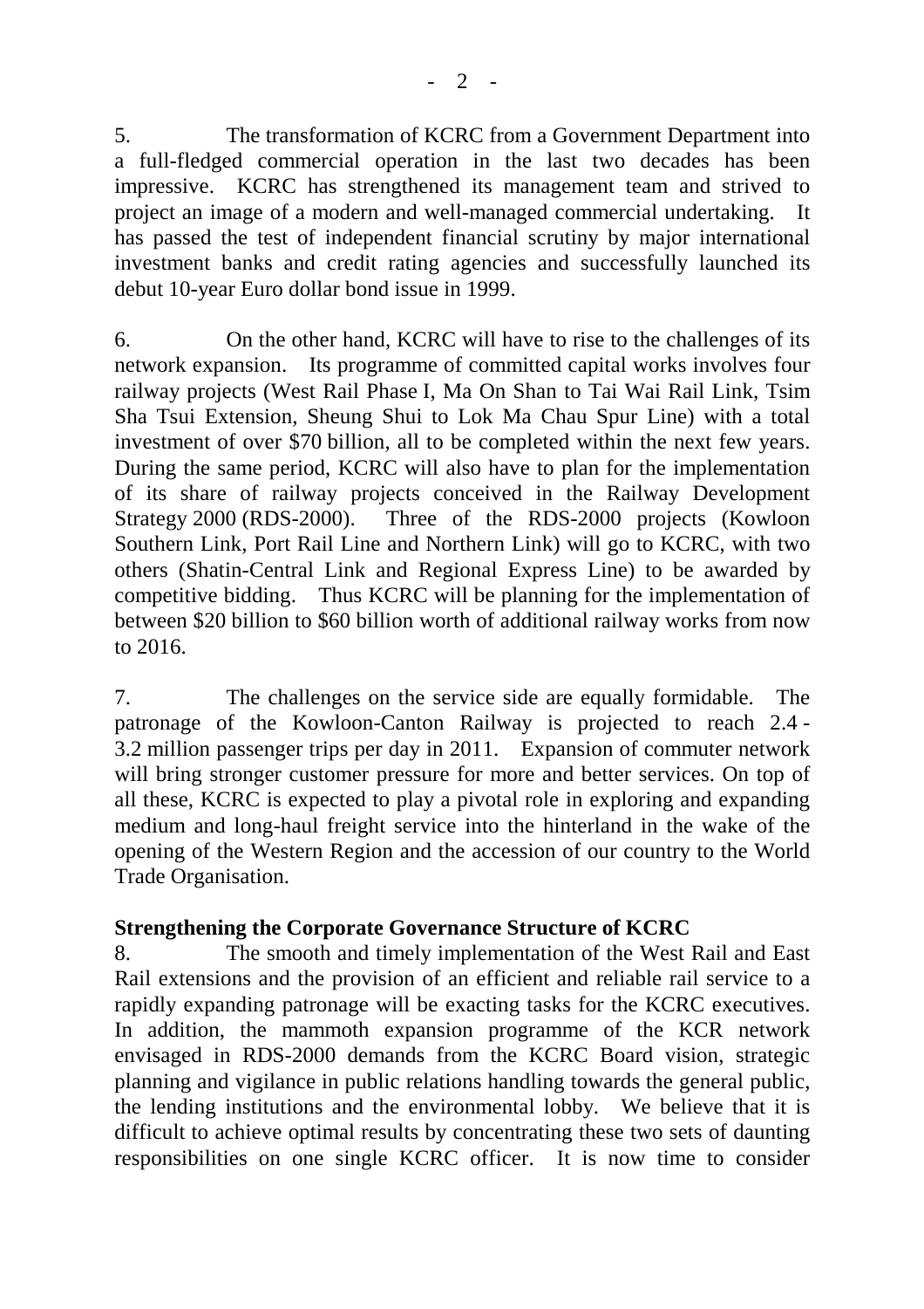5. The transformation of KCRC from a Government Department into a full-fledged commercial operation in the last two decades has been impressive. KCRC has strengthened its management team and strived to project an image of a modern and well-managed commercial undertaking. It has passed the test of independent financial scrutiny by major international investment banks and credit rating agencies and successfully launched its debut 10-year Euro dollar bond issue in 1999.

6. On the other hand, KCRC will have to rise to the challenges of its network expansion. Its programme of committed capital works involves four railway projects (West Rail Phase I, Ma On Shan to Tai Wai Rail Link, Tsim Sha Tsui Extension, Sheung Shui to Lok Ma Chau Spur Line) with a total investment of over $70 billion, all to be completed within the next few years. During the same period, KCRC will also have to plan for the implementation of its share of railway projects conceived in the Railway Development Strategy 2000 (RDS-2000). Three of the RDS-2000 projects (Kowloon Southern Link, Port Rail Line and Northern Link) will go to KCRC, with two others (Shatin-Central Link and Regional Express Line) to be awarded by competitive bidding. Thus KCRC will be planning for the implementation of between $20 billion to $60 billion worth of additional railway works from now to 2016.

7. The challenges on the service side are equally formidable. The patronage of the Kowloon-Canton Railway is projected to reach 2.4 - 3.2 million passenger trips per day in 2011. Expansion of commuter network will bring stronger customer pressure for more and better services. On top of all these, KCRC is expected to play a pivotal role in exploring and expanding medium and long-haul freight service into the hinterland in the wake of the opening of the Western Region and the accession of our country to the World Trade Organisation.

**Strengthening the Corporate Governance Structure of KCRC**

8. The smooth and timely implementation of the West Rail and East Rail extensions and the provision of an efficient and reliable rail service to a rapidly expanding patronage will be exacting tasks for the KCRC executives. In addition, the mammoth expansion programme of the KCR network envisaged in RDS-2000 demands from the KCRC Board vision, strategic planning and vigilance in public relations handling towards the general public, the lending institutions and the environmental lobby. We believe that it is difficult to achieve optimal results by concentrating these two sets of daunting responsibilities on one single KCRC officer. It is now time to consider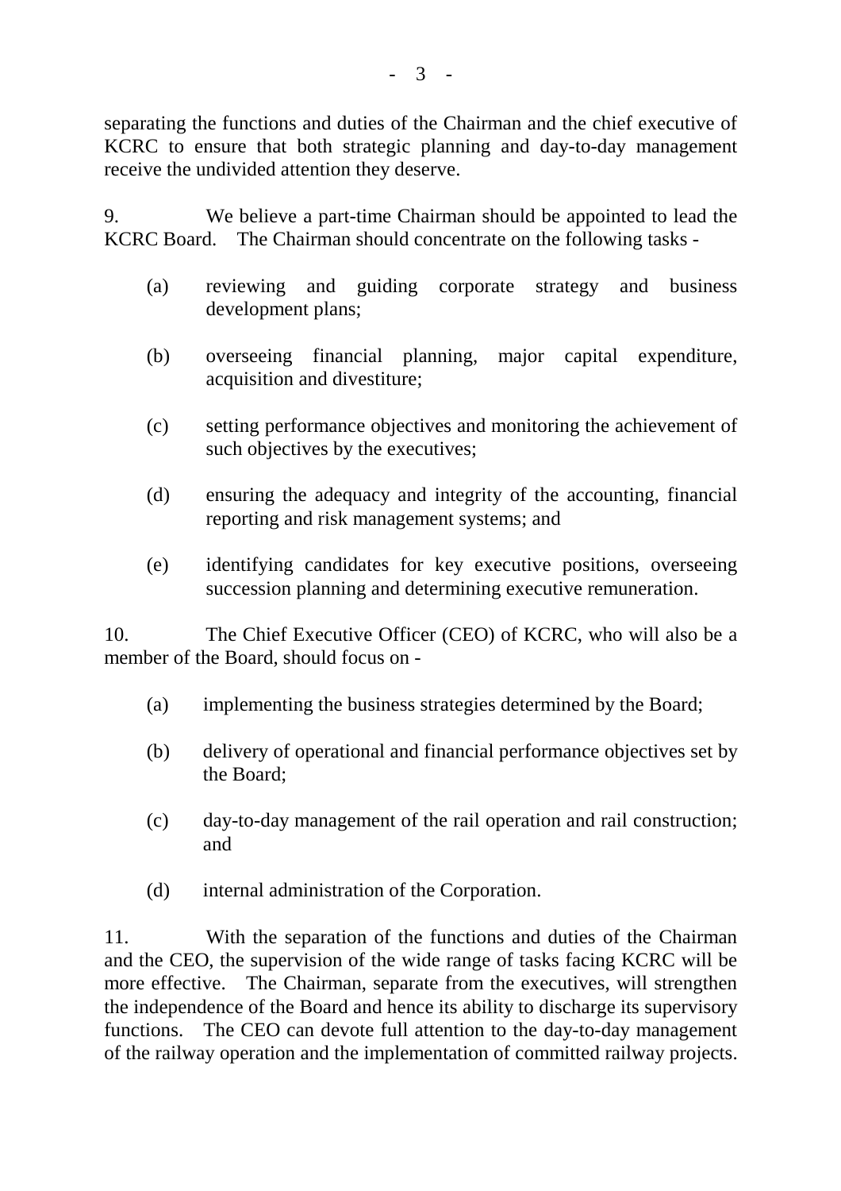separating the functions and duties of the Chairman and the chief executive of KCRC to ensure that both strategic planning and day-to-day management receive the undivided attention they deserve.

9. We believe a part-time Chairman should be appointed to lead the KCRC Board. The Chairman should concentrate on the following tasks -

(a) reviewing and guiding corporate strategy and business development plans;

(b) overseeing financial planning, major capital expenditure, acquisition and divestiture;

(c) setting performance objectives and monitoring the achievement of such objectives by the executives;

(d) ensuring the adequacy and integrity of the accounting, financial reporting and risk management systems; and

(e) identifying candidates for key executive positions, overseeing succession planning and determining executive remuneration.

10. The Chief Executive Officer (CEO) of KCRC, who will also be a member of the Board, should focus on -

(a) implementing the business strategies determined by the Board;

(b) delivery of operational and financial performance objectives set by the Board;

(c) day-to-day management of the rail operation and rail construction; and

(d) internal administration of the Corporation.

11. With the separation of the functions and duties of the Chairman and the CEO, the supervision of the wide range of tasks facing KCRC will be more effective. The Chairman, separate from the executives, will strengthen the independence of the Board and hence its ability to discharge its supervisory functions. The CEO can devote full attention to the day-to-day management of the railway operation and the implementation of committed railway projects.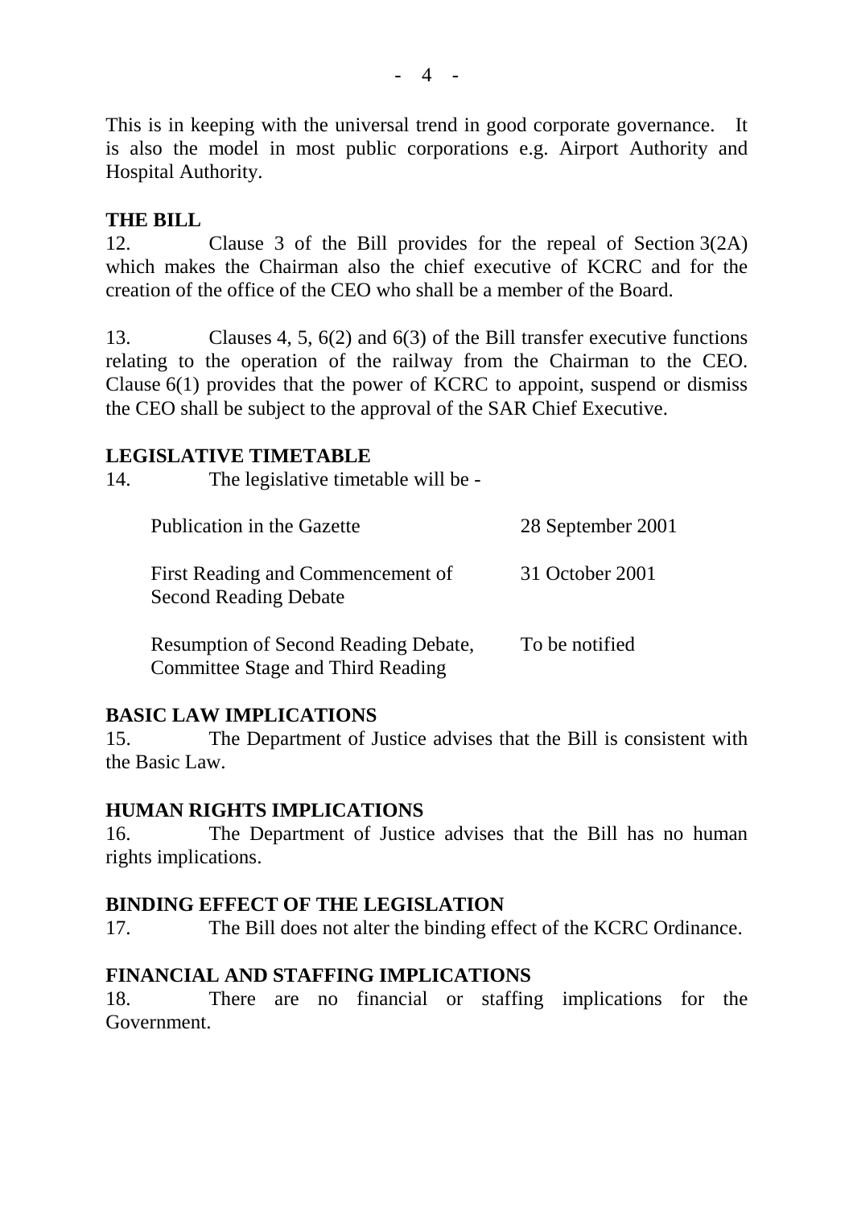This is in keeping with the universal trend in good corporate governance. It is also the model in most public corporations e.g. Airport Authority and Hospital Authority.

**THE BILL**

12. Clause 3 of the Bill provides for the repeal of Section 3(2A) which makes the Chairman also the chief executive of KCRC and for the creation of the office of the CEO who shall be a member of the Board.

13. Clauses 4, 5, 6(2) and 6(3) of the Bill transfer executive functions relating to the operation of the railway from the Chairman to the CEO. Clause 6(1) provides that the power of KCRC to appoint, suspend or dismiss the CEO shall be subject to the approval of the SAR Chief Executive.

**LEGISLATIVE TIMETABLE**

14. The legislative timetable will be -

| | |
|---|---|
| Publication in the Gazette | 28 September 2001 |
| First Reading and Commencement of Second Reading Debate | 31 October 2001 |
| Resumption of Second Reading Debate, Committee Stage and Third Reading | To be notified |

**BASIC LAW IMPLICATIONS**

15. The Department of Justice advises that the Bill is consistent with the Basic Law.

**HUMAN RIGHTS IMPLICATIONS**

16. The Department of Justice advises that the Bill has no human rights implications.

**BINDING EFFECT OF THE LEGISLATION**

17. The Bill does not alter the binding effect of the KCRC Ordinance.

**FINANCIAL AND STAFFING IMPLICATIONS**

18. There are no financial or staffing implications for the Government.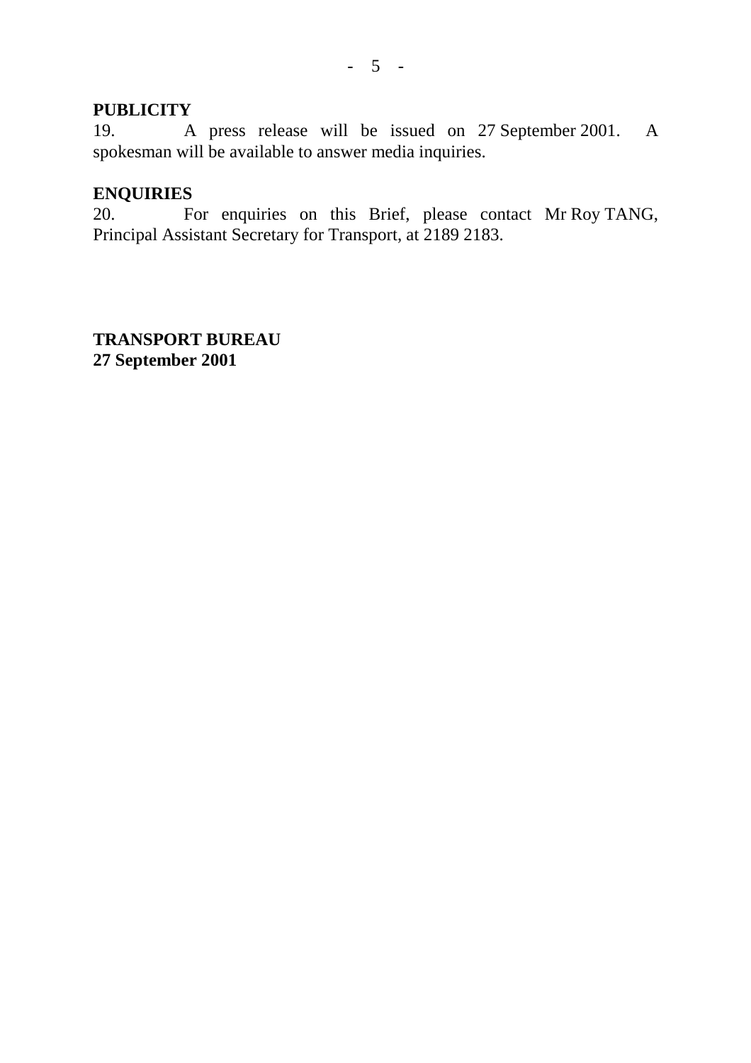**PUBLICITY**

19. A press release will be issued on 27 September 2001. A spokesman will be available to answer media inquiries.

**ENQUIRIES**

20. For enquiries on this Brief, please contact Mr Roy TANG, Principal Assistant Secretary for Transport, at 2189 2183.

**TRANSPORT BUREAU**
**27 September 2001**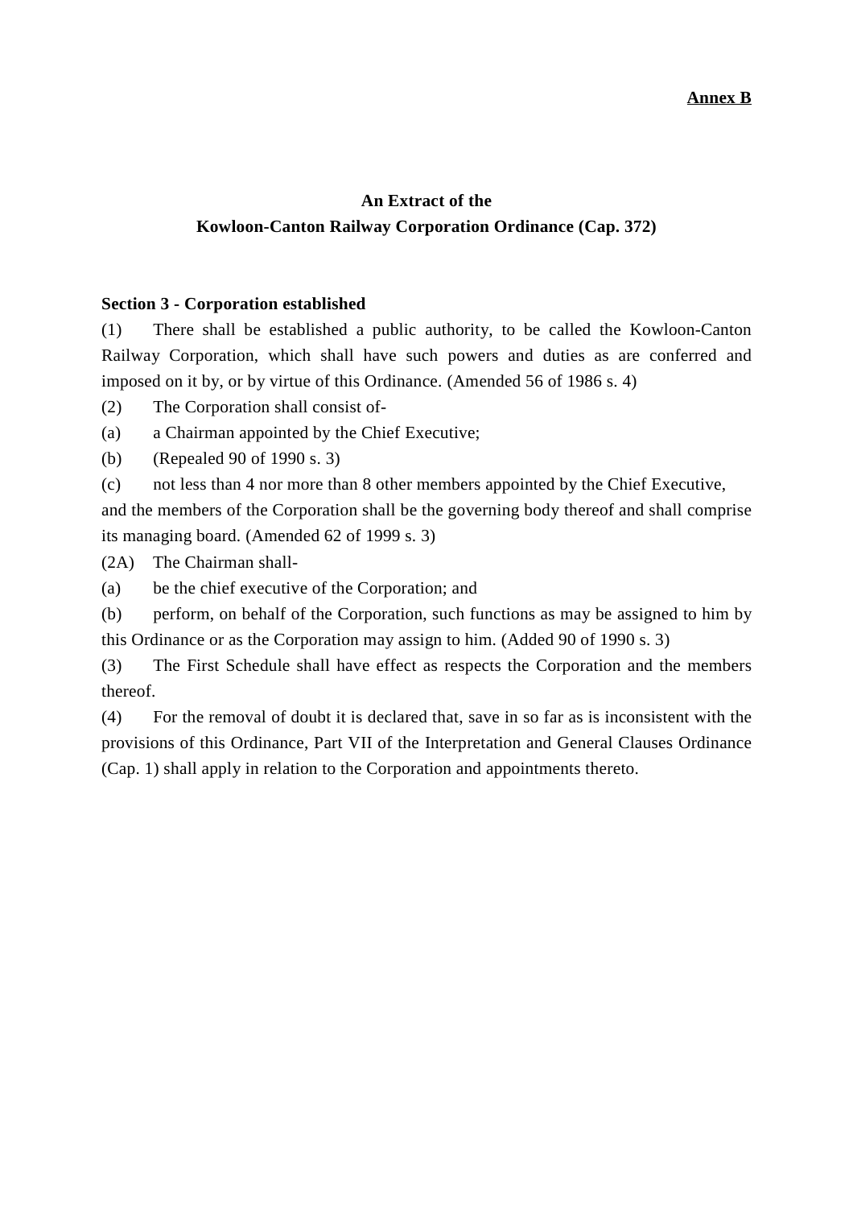**Annex B**

**An Extract of the**
**Kowloon-Canton Railway Corporation Ordinance (Cap. 372)**

**Section 3 - Corporation established**

(1) There shall be established a public authority, to be called the Kowloon-Canton Railway Corporation, which shall have such powers and duties as are conferred and imposed on it by, or by virtue of this Ordinance. (Amended 56 of 1986 s. 4)

(2) The Corporation shall consist of-

(a) a Chairman appointed by the Chief Executive;

(b) (Repealed 90 of 1990 s. 3)

(c) not less than 4 nor more than 8 other members appointed by the Chief Executive,

and the members of the Corporation shall be the governing body thereof and shall comprise its managing board. (Amended 62 of 1999 s. 3)

(2A) The Chairman shall-

(a) be the chief executive of the Corporation; and

(b) perform, on behalf of the Corporation, such functions as may be assigned to him by this Ordinance or as the Corporation may assign to him. (Added 90 of 1990 s. 3)

(3) The First Schedule shall have effect as respects the Corporation and the members thereof.

(4) For the removal of doubt it is declared that, save in so far as is inconsistent with the provisions of this Ordinance, Part VII of the Interpretation and General Clauses Ordinance (Cap. 1) shall apply in relation to the Corporation and appointments thereto.